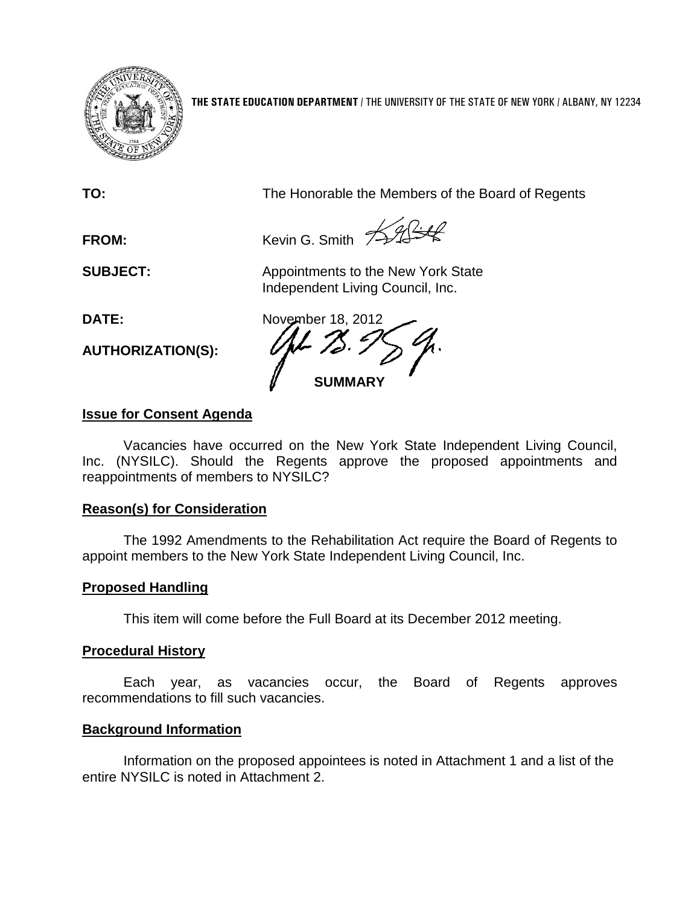**THE STATE EDUCATION DEPARTMENT** / THE UNIVERSITY OF THE STATE OF NEW YORK / ALBANY, NY 12234

**TO:** The Honorable the Members of the Board of Regents

**FROM:** Kevin G. Smith

**SUBJECT:** Appointments to the New York State Independent Living Council, Inc.

**DATE:** November 18, 2012

**AUTHORIZATION(S):**

**SUMMARY**

**Issue for Consent Agenda**

Vacancies have occurred on the New York State Independent Living Council, Inc. (NYSILC). Should the Regents approve the proposed appointments and reappointments of members to NYSILC?

**Reason(s) for Consideration**

The 1992 Amendments to the Rehabilitation Act require the Board of Regents to appoint members to the New York State Independent Living Council, Inc.

**Proposed Handling**

This item will come before the Full Board at its December 2012 meeting.

**Procedural History**

Each year, as vacancies occur, the Board of Regents approves recommendations to fill such vacancies.

**Background Information**

Information on the proposed appointees is noted in Attachment 1 and a list of the entire NYSILC is noted in Attachment 2.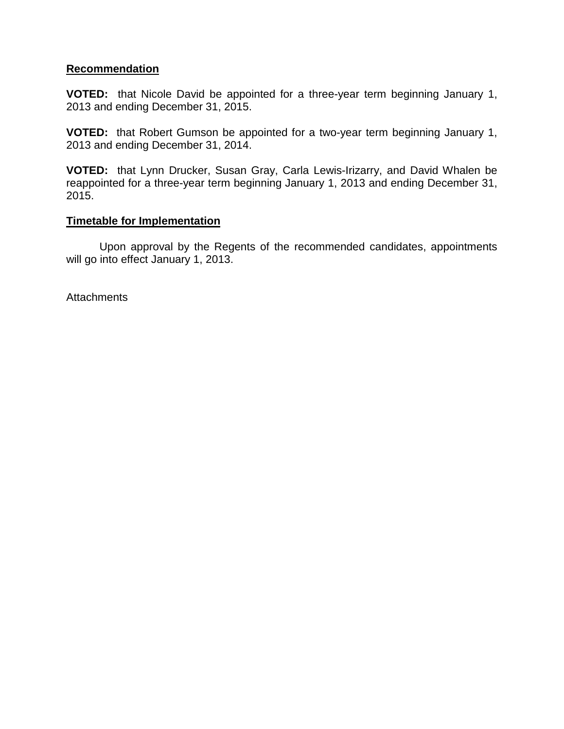## Recommendation

**VOTED:** that Nicole David be appointed for a three-year term beginning January 1, 2013 and ending December 31, 2015.

**VOTED:** that Robert Gumson be appointed for a two-year term beginning January 1, 2013 and ending December 31, 2014.

**VOTED:** that Lynn Drucker, Susan Gray, Carla Lewis-Irizarry, and David Whalen be reappointed for a three-year term beginning January 1, 2013 and ending December 31, 2015.

## Timetable for Implementation

Upon approval by the Regents of the recommended candidates, appointments will go into effect January 1, 2013.

Attachments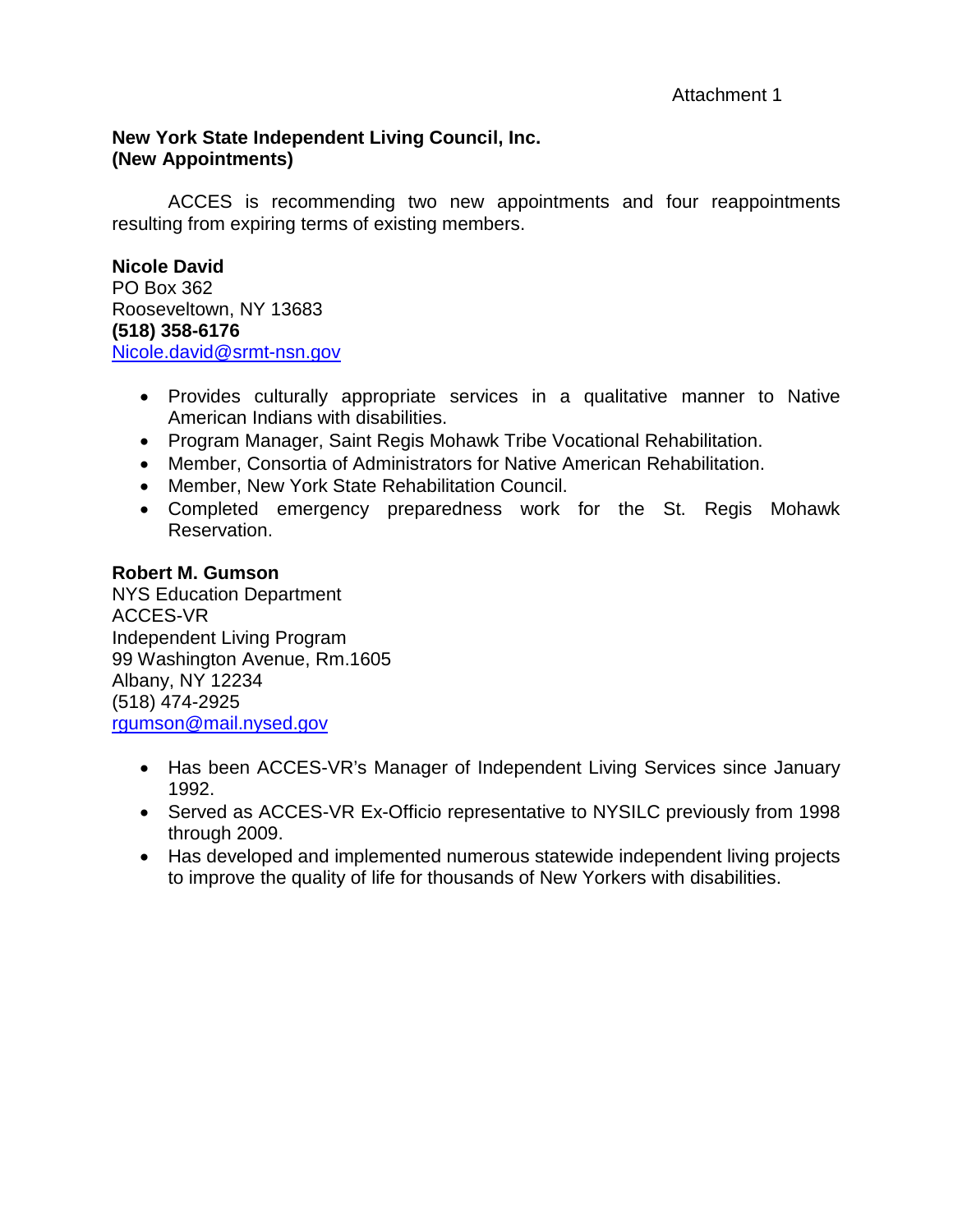Attachment 1

**New York State Independent Living Council, Inc.**
**(New Appointments)**

ACCES is recommending two new appointments and four reappointments resulting from expiring terms of existing members.

**Nicole David**
PO Box 362
Rooseveltown, NY 13683
**(518) 358-6176**
Nicole.david@srmt-nsn.gov

- Provides culturally appropriate services in a qualitative manner to Native American Indians with disabilities.
- Program Manager, Saint Regis Mohawk Tribe Vocational Rehabilitation.
- Member, Consortia of Administrators for Native American Rehabilitation.
- Member, New York State Rehabilitation Council.
- Completed emergency preparedness work for the St. Regis Mohawk Reservation.

**Robert M. Gumson**
NYS Education Department
ACCES-VR
Independent Living Program
99 Washington Avenue, Rm.1605
Albany, NY 12234
(518) 474-2925
rgumson@mail.nysed.gov

- Has been ACCES-VR's Manager of Independent Living Services since January 1992.
- Served as ACCES-VR Ex-Officio representative to NYSILC previously from 1998 through 2009.
- Has developed and implemented numerous statewide independent living projects to improve the quality of life for thousands of New Yorkers with disabilities.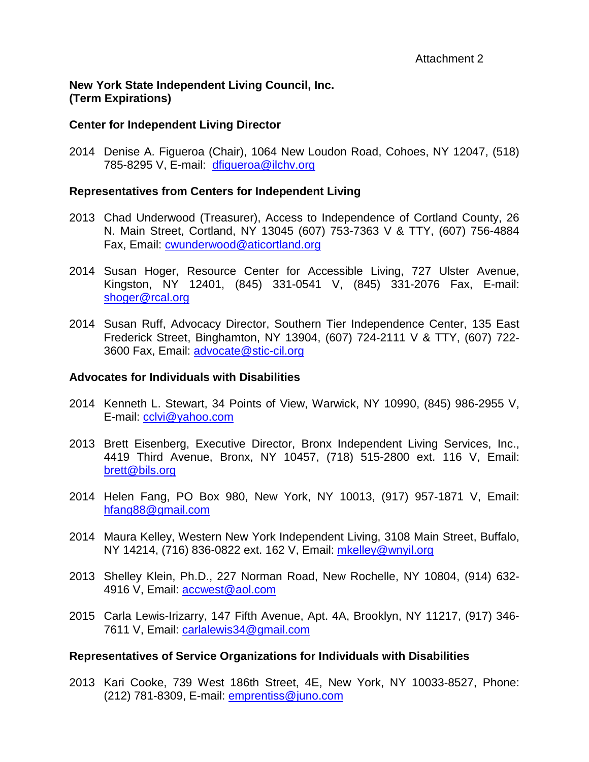Attachment 2

**New York State Independent Living Council, Inc.**
**(Term Expirations)**

**Center for Independent Living Director**

2014 Denise A. Figueroa (Chair), 1064 New Loudon Road, Cohoes, NY 12047, (518) 785-8295 V, E-mail: dfigueroa@ilchv.org

**Representatives from Centers for Independent Living**

2013 Chad Underwood (Treasurer), Access to Independence of Cortland County, 26 N. Main Street, Cortland, NY 13045 (607) 753-7363 V & TTY, (607) 756-4884 Fax, Email: cwunderwood@aticortland.org

2014 Susan Hoger, Resource Center for Accessible Living, 727 Ulster Avenue, Kingston, NY 12401, (845) 331-0541 V, (845) 331-2076 Fax, E-mail: shoger@rcal.org

2014 Susan Ruff, Advocacy Director, Southern Tier Independence Center, 135 East Frederick Street, Binghamton, NY 13904, (607) 724-2111 V & TTY, (607) 722-3600 Fax, Email: advocate@stic-cil.org

**Advocates for Individuals with Disabilities**

2014 Kenneth L. Stewart, 34 Points of View, Warwick, NY 10990, (845) 986-2955 V, E-mail: cclvi@yahoo.com

2013 Brett Eisenberg, Executive Director, Bronx Independent Living Services, Inc., 4419 Third Avenue, Bronx, NY 10457, (718) 515-2800 ext. 116 V, Email: brett@bils.org

2014 Helen Fang, PO Box 980, New York, NY 10013, (917) 957-1871 V, Email: hfang88@gmail.com

2014 Maura Kelley, Western New York Independent Living, 3108 Main Street, Buffalo, NY 14214, (716) 836-0822 ext. 162 V, Email: mkelley@wnyil.org

2013 Shelley Klein, Ph.D., 227 Norman Road, New Rochelle, NY 10804, (914) 632-4916 V, Email: accwest@aol.com

2015 Carla Lewis-Irizarry, 147 Fifth Avenue, Apt. 4A, Brooklyn, NY 11217, (917) 346-7611 V, Email: carlalewis34@gmail.com

**Representatives of Service Organizations for Individuals with Disabilities**

2013 Kari Cooke, 739 West 186th Street, 4E, New York, NY 10033-8527, Phone: (212) 781-8309, E-mail: emprentiss@juno.com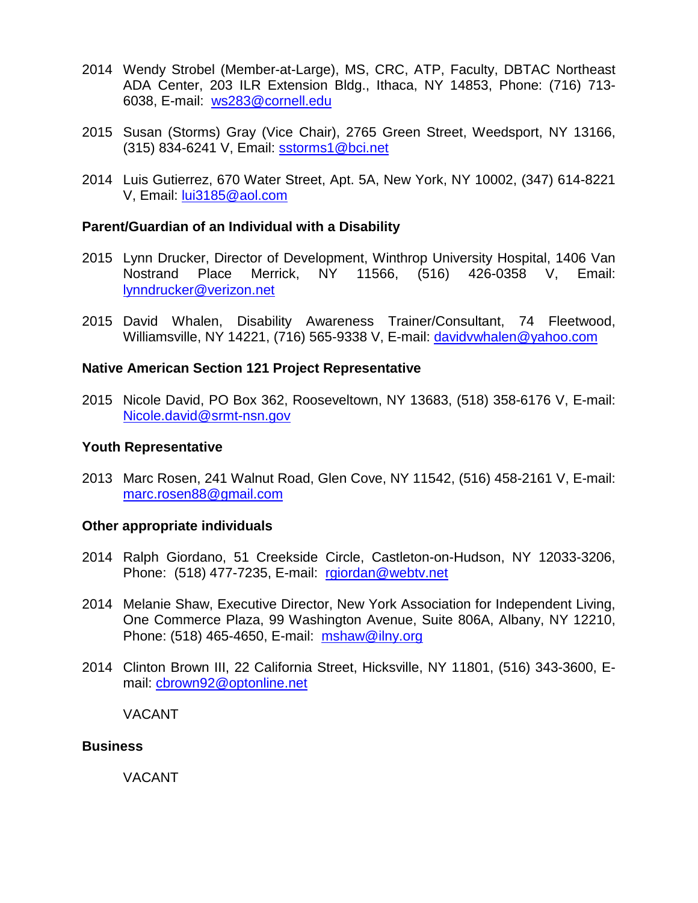2014 Wendy Strobel (Member-at-Large), MS, CRC, ATP, Faculty, DBTAC Northeast ADA Center, 203 ILR Extension Bldg., Ithaca, NY 14853, Phone: (716) 713-6038, E-mail: ws283@cornell.edu

2015 Susan (Storms) Gray (Vice Chair), 2765 Green Street, Weedsport, NY 13166, (315) 834-6241 V, Email: sstorms1@bci.net

2014 Luis Gutierrez, 670 Water Street, Apt. 5A, New York, NY 10002, (347) 614-8221 V, Email: lui3185@aol.com

**Parent/Guardian of an Individual with a Disability**

2015 Lynn Drucker, Director of Development, Winthrop University Hospital, 1406 Van Nostrand Place Merrick, NY 11566, (516) 426-0358 V, Email: lynndrucker@verizon.net

2015 David Whalen, Disability Awareness Trainer/Consultant, 74 Fleetwood, Williamsville, NY 14221, (716) 565-9338 V, E-mail: davidvwhalen@yahoo.com

**Native American Section 121 Project Representative**

2015 Nicole David, PO Box 362, Rooseveltown, NY 13683, (518) 358-6176 V, E-mail: Nicole.david@srmt-nsn.gov

**Youth Representative**

2013 Marc Rosen, 241 Walnut Road, Glen Cove, NY 11542, (516) 458-2161 V, E-mail: marc.rosen88@gmail.com

**Other appropriate individuals**

2014 Ralph Giordano, 51 Creekside Circle, Castleton-on-Hudson, NY 12033-3206, Phone: (518) 477-7235, E-mail: rgiordan@webtv.net

2014 Melanie Shaw, Executive Director, New York Association for Independent Living, One Commerce Plaza, 99 Washington Avenue, Suite 806A, Albany, NY 12210, Phone: (518) 465-4650, E-mail: mshaw@ilny.org

2014 Clinton Brown III, 22 California Street, Hicksville, NY 11801, (516) 343-3600, E-mail: cbrown92@optonline.net

VACANT

**Business**

VACANT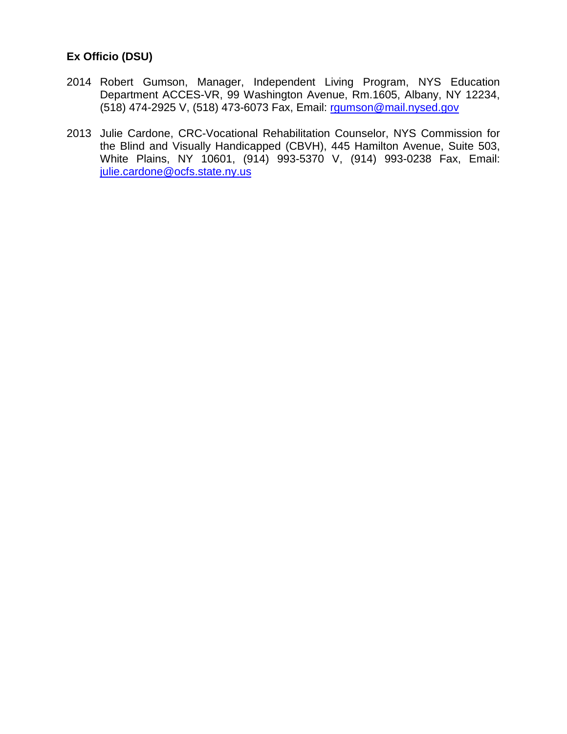**Ex Officio (DSU)**

2014 Robert Gumson, Manager, Independent Living Program, NYS Education Department ACCES-VR, 99 Washington Avenue, Rm.1605, Albany, NY 12234, (518) 474-2925 V, (518) 473-6073 Fax, Email: rgumson@mail.nysed.gov

2013 Julie Cardone, CRC-Vocational Rehabilitation Counselor, NYS Commission for the Blind and Visually Handicapped (CBVH), 445 Hamilton Avenue, Suite 503, White Plains, NY 10601, (914) 993-5370 V, (914) 993-0238 Fax, Email: julie.cardone@ocfs.state.ny.us